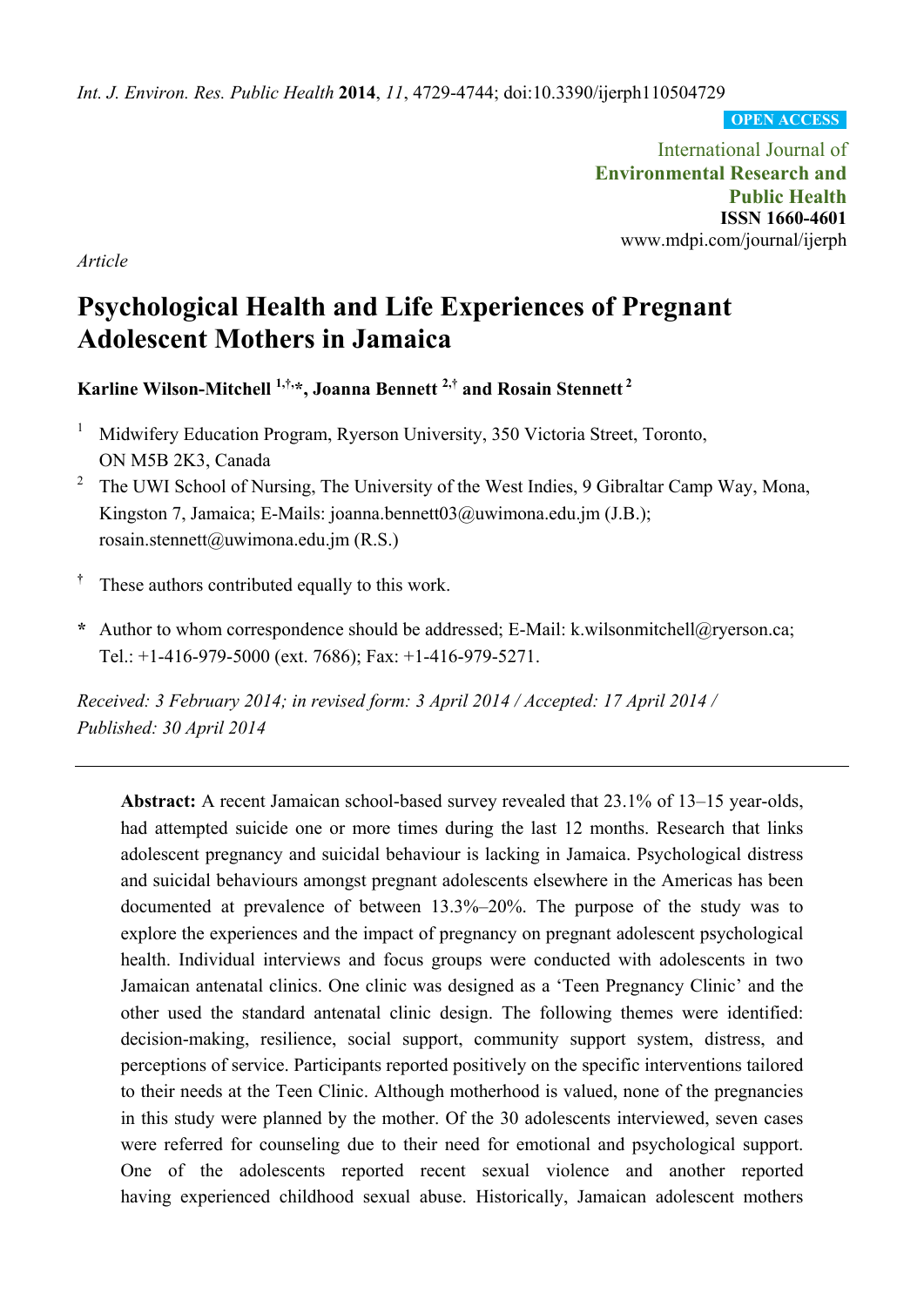*Int. J. Environ. Res. Public Health* **2014**, *11*, 4729-4744; doi:10.3390/ijerph110504729

OPEN ACCESS

International Journal of
**Environmental Research and Public Health**
**ISSN 1660-4601**
www.mdpi.com/journal/ijerph

*Article*

# Psychological Health and Life Experiences of Pregnant Adolescent Mothers in Jamaica

**Karline Wilson-Mitchell [1,†,*], Joanna Bennett [2,†] and Rosain Stennett [2]**

1 Midwifery Education Program, Ryerson University, 350 Victoria Street, Toronto, ON M5B 2K3, Canada

2 The UWI School of Nursing, The University of the West Indies, 9 Gibraltar Camp Way, Mona, Kingston 7, Jamaica; E-Mails: joanna.bennett03@uwimona.edu.jm (J.B.); rosain.stennett@uwimona.edu.jm (R.S.)

† These authors contributed equally to this work.

* Author to whom correspondence should be addressed; E-Mail: k.wilsonmitchell@ryerson.ca; Tel.: +1-416-979-5000 (ext. 7686); Fax: +1-416-979-5271.

*Received: 3 February 2014; in revised form: 3 April 2014 / Accepted: 17 April 2014 / Published: 30 April 2014*

---

**Abstract:** A recent Jamaican school-based survey revealed that 23.1% of 13–15 year-olds, had attempted suicide one or more times during the last 12 months. Research that links adolescent pregnancy and suicidal behaviour is lacking in Jamaica. Psychological distress and suicidal behaviours amongst pregnant adolescents elsewhere in the Americas has been documented at prevalence of between 13.3%–20%. The purpose of the study was to explore the experiences and the impact of pregnancy on pregnant adolescent psychological health. Individual interviews and focus groups were conducted with adolescents in two Jamaican antenatal clinics. One clinic was designed as a 'Teen Pregnancy Clinic' and the other used the standard antenatal clinic design. The following themes were identified: decision-making, resilience, social support, community support system, distress, and perceptions of service. Participants reported positively on the specific interventions tailored to their needs at the Teen Clinic. Although motherhood is valued, none of the pregnancies in this study were planned by the mother. Of the 30 adolescents interviewed, seven cases were referred for counseling due to their need for emotional and psychological support. One of the adolescents reported recent sexual violence and another reported having experienced childhood sexual abuse. Historically, Jamaican adolescent mothers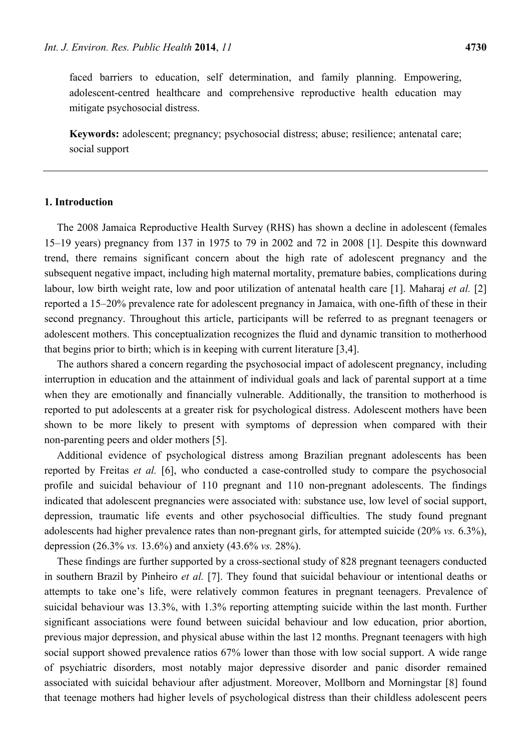faced barriers to education, self determination, and family planning. Empowering, adolescent-centred healthcare and comprehensive reproductive health education may mitigate psychosocial distress.

**Keywords:** adolescent; pregnancy; psychosocial distress; abuse; resilience; antenatal care; social support

---

## 1. Introduction

The 2008 Jamaica Reproductive Health Survey (RHS) has shown a decline in adolescent (females 15–19 years) pregnancy from 137 in 1975 to 79 in 2002 and 72 in 2008 [1]. Despite this downward trend, there remains significant concern about the high rate of adolescent pregnancy and the subsequent negative impact, including high maternal mortality, premature babies, complications during labour, low birth weight rate, low and poor utilization of antenatal health care [1]. Maharaj *et al.* [2] reported a 15–20% prevalence rate for adolescent pregnancy in Jamaica, with one-fifth of these in their second pregnancy. Throughout this article, participants will be referred to as pregnant teenagers or adolescent mothers. This conceptualization recognizes the fluid and dynamic transition to motherhood that begins prior to birth; which is in keeping with current literature [3,4].

The authors shared a concern regarding the psychosocial impact of adolescent pregnancy, including interruption in education and the attainment of individual goals and lack of parental support at a time when they are emotionally and financially vulnerable. Additionally, the transition to motherhood is reported to put adolescents at a greater risk for psychological distress. Adolescent mothers have been shown to be more likely to present with symptoms of depression when compared with their non-parenting peers and older mothers [5].

Additional evidence of psychological distress among Brazilian pregnant adolescents has been reported by Freitas *et al.* [6], who conducted a case-controlled study to compare the psychosocial profile and suicidal behaviour of 110 pregnant and 110 non-pregnant adolescents. The findings indicated that adolescent pregnancies were associated with: substance use, low level of social support, depression, traumatic life events and other psychosocial difficulties. The study found pregnant adolescents had higher prevalence rates than non-pregnant girls, for attempted suicide (20% *vs.* 6.3%), depression (26.3% *vs.* 13.6%) and anxiety (43.6% *vs.* 28%).

These findings are further supported by a cross-sectional study of 828 pregnant teenagers conducted in southern Brazil by Pinheiro *et al.* [7]. They found that suicidal behaviour or intentional deaths or attempts to take one's life, were relatively common features in pregnant teenagers. Prevalence of suicidal behaviour was 13.3%, with 1.3% reporting attempting suicide within the last month. Further significant associations were found between suicidal behaviour and low education, prior abortion, previous major depression, and physical abuse within the last 12 months. Pregnant teenagers with high social support showed prevalence ratios 67% lower than those with low social support. A wide range of psychiatric disorders, most notably major depressive disorder and panic disorder remained associated with suicidal behaviour after adjustment. Moreover, Mollborn and Morningstar [8] found that teenage mothers had higher levels of psychological distress than their childless adolescent peers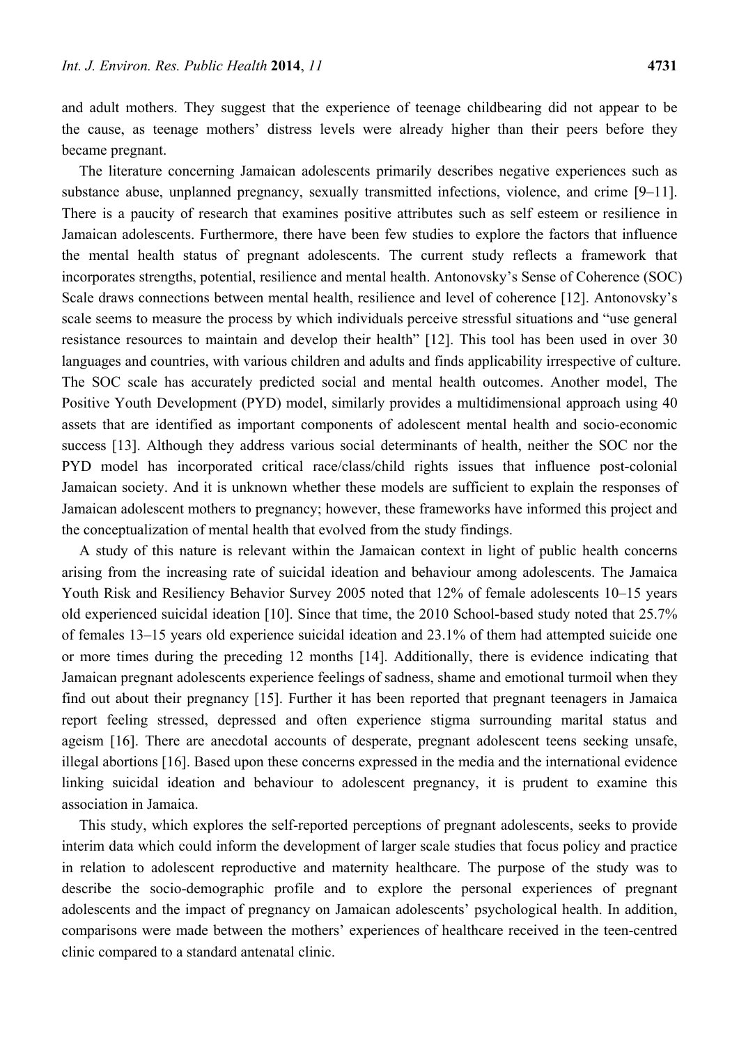and adult mothers. They suggest that the experience of teenage childbearing did not appear to be the cause, as teenage mothers' distress levels were already higher than their peers before they became pregnant.

The literature concerning Jamaican adolescents primarily describes negative experiences such as substance abuse, unplanned pregnancy, sexually transmitted infections, violence, and crime [9–11]. There is a paucity of research that examines positive attributes such as self esteem or resilience in Jamaican adolescents. Furthermore, there have been few studies to explore the factors that influence the mental health status of pregnant adolescents. The current study reflects a framework that incorporates strengths, potential, resilience and mental health. Antonovsky's Sense of Coherence (SOC) Scale draws connections between mental health, resilience and level of coherence [12]. Antonovsky's scale seems to measure the process by which individuals perceive stressful situations and "use general resistance resources to maintain and develop their health" [12]. This tool has been used in over 30 languages and countries, with various children and adults and finds applicability irrespective of culture. The SOC scale has accurately predicted social and mental health outcomes. Another model, The Positive Youth Development (PYD) model, similarly provides a multidimensional approach using 40 assets that are identified as important components of adolescent mental health and socio-economic success [13]. Although they address various social determinants of health, neither the SOC nor the PYD model has incorporated critical race/class/child rights issues that influence post-colonial Jamaican society. And it is unknown whether these models are sufficient to explain the responses of Jamaican adolescent mothers to pregnancy; however, these frameworks have informed this project and the conceptualization of mental health that evolved from the study findings.

A study of this nature is relevant within the Jamaican context in light of public health concerns arising from the increasing rate of suicidal ideation and behaviour among adolescents. The Jamaica Youth Risk and Resiliency Behavior Survey 2005 noted that 12% of female adolescents 10–15 years old experienced suicidal ideation [10]. Since that time, the 2010 School-based study noted that 25.7% of females 13–15 years old experience suicidal ideation and 23.1% of them had attempted suicide one or more times during the preceding 12 months [14]. Additionally, there is evidence indicating that Jamaican pregnant adolescents experience feelings of sadness, shame and emotional turmoil when they find out about their pregnancy [15]. Further it has been reported that pregnant teenagers in Jamaica report feeling stressed, depressed and often experience stigma surrounding marital status and ageism [16]. There are anecdotal accounts of desperate, pregnant adolescent teens seeking unsafe, illegal abortions [16]. Based upon these concerns expressed in the media and the international evidence linking suicidal ideation and behaviour to adolescent pregnancy, it is prudent to examine this association in Jamaica.

This study, which explores the self-reported perceptions of pregnant adolescents, seeks to provide interim data which could inform the development of larger scale studies that focus policy and practice in relation to adolescent reproductive and maternity healthcare. The purpose of the study was to describe the socio-demographic profile and to explore the personal experiences of pregnant adolescents and the impact of pregnancy on Jamaican adolescents' psychological health. In addition, comparisons were made between the mothers' experiences of healthcare received in the teen-centred clinic compared to a standard antenatal clinic.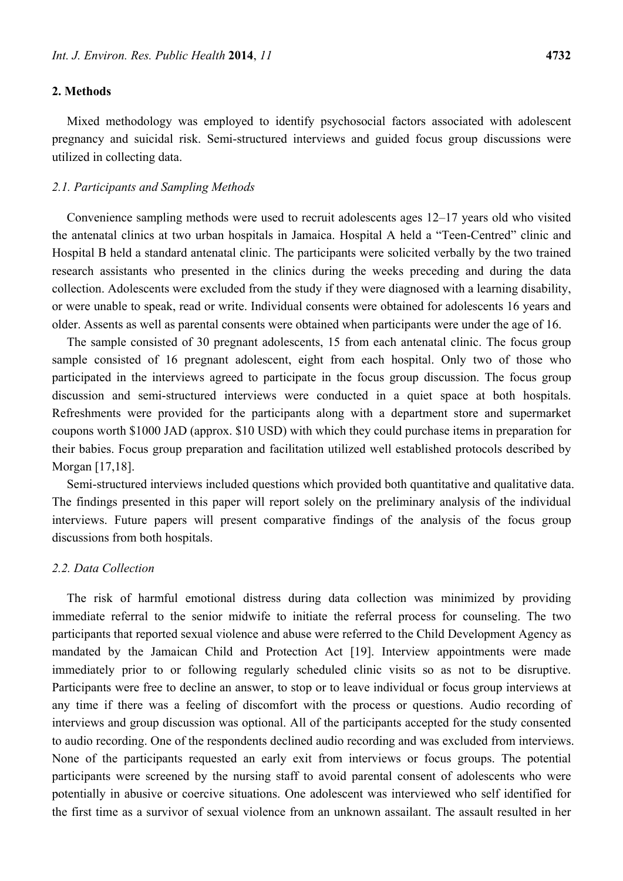## 2. Methods

Mixed methodology was employed to identify psychosocial factors associated with adolescent pregnancy and suicidal risk. Semi-structured interviews and guided focus group discussions were utilized in collecting data.

### 2.1. Participants and Sampling Methods

Convenience sampling methods were used to recruit adolescents ages 12–17 years old who visited the antenatal clinics at two urban hospitals in Jamaica. Hospital A held a "Teen-Centred" clinic and Hospital B held a standard antenatal clinic. The participants were solicited verbally by the two trained research assistants who presented in the clinics during the weeks preceding and during the data collection. Adolescents were excluded from the study if they were diagnosed with a learning disability, or were unable to speak, read or write. Individual consents were obtained for adolescents 16 years and older. Assents as well as parental consents were obtained when participants were under the age of 16.

The sample consisted of 30 pregnant adolescents, 15 from each antenatal clinic. The focus group sample consisted of 16 pregnant adolescent, eight from each hospital. Only two of those who participated in the interviews agreed to participate in the focus group discussion. The focus group discussion and semi-structured interviews were conducted in a quiet space at both hospitals. Refreshments were provided for the participants along with a department store and supermarket coupons worth $1000 JAD (approx. $10 USD) with which they could purchase items in preparation for their babies. Focus group preparation and facilitation utilized well established protocols described by Morgan [17,18].

Semi-structured interviews included questions which provided both quantitative and qualitative data. The findings presented in this paper will report solely on the preliminary analysis of the individual interviews. Future papers will present comparative findings of the analysis of the focus group discussions from both hospitals.

### 2.2. Data Collection

The risk of harmful emotional distress during data collection was minimized by providing immediate referral to the senior midwife to initiate the referral process for counseling. The two participants that reported sexual violence and abuse were referred to the Child Development Agency as mandated by the Jamaican Child and Protection Act [19]. Interview appointments were made immediately prior to or following regularly scheduled clinic visits so as not to be disruptive. Participants were free to decline an answer, to stop or to leave individual or focus group interviews at any time if there was a feeling of discomfort with the process or questions. Audio recording of interviews and group discussion was optional. All of the participants accepted for the study consented to audio recording. One of the respondents declined audio recording and was excluded from interviews. None of the participants requested an early exit from interviews or focus groups. The potential participants were screened by the nursing staff to avoid parental consent of adolescents who were potentially in abusive or coercive situations. One adolescent was interviewed who self identified for the first time as a survivor of sexual violence from an unknown assailant. The assault resulted in her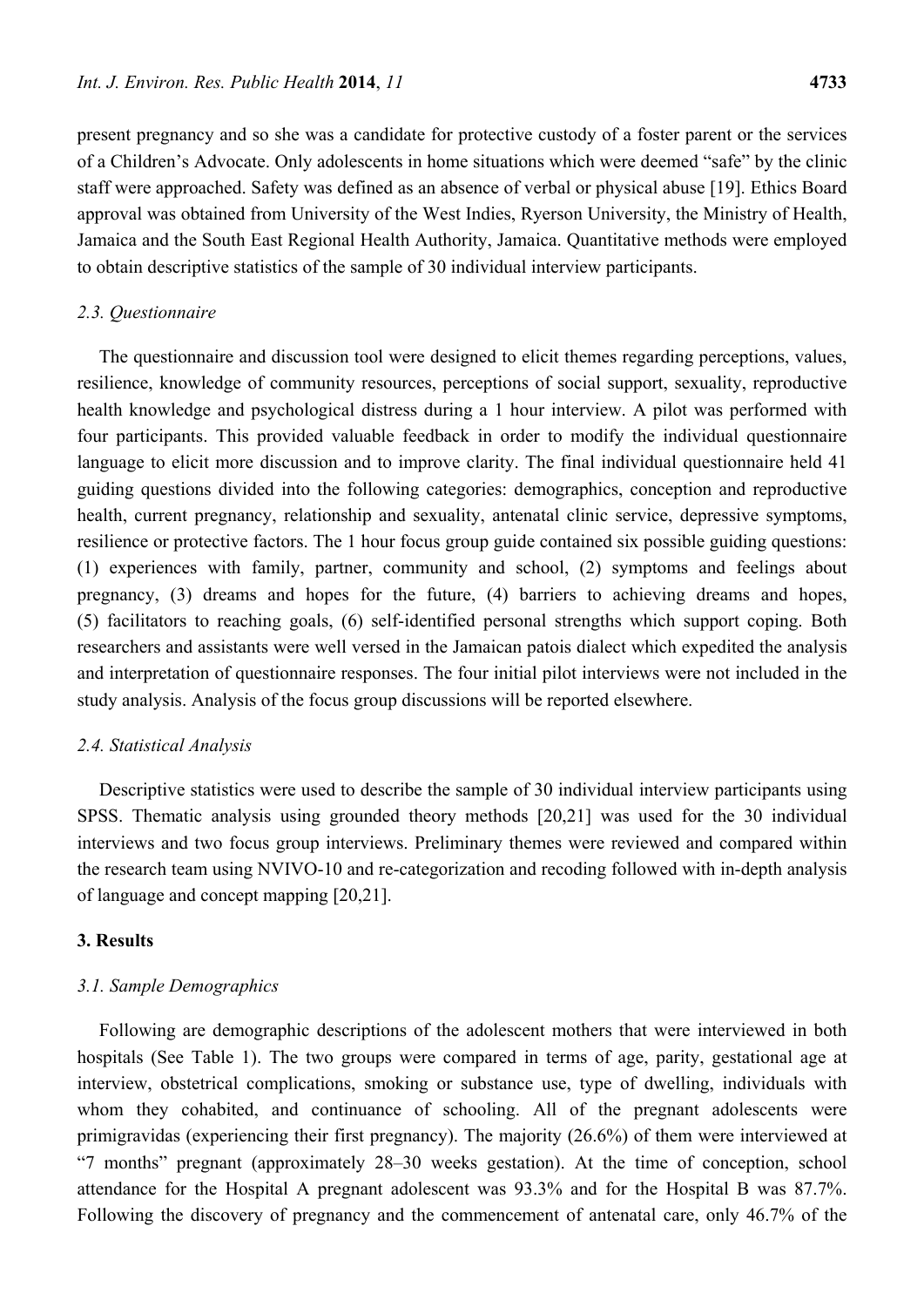present pregnancy and so she was a candidate for protective custody of a foster parent or the services of a Children's Advocate. Only adolescents in home situations which were deemed "safe" by the clinic staff were approached. Safety was defined as an absence of verbal or physical abuse [19]. Ethics Board approval was obtained from University of the West Indies, Ryerson University, the Ministry of Health, Jamaica and the South East Regional Health Authority, Jamaica. Quantitative methods were employed to obtain descriptive statistics of the sample of 30 individual interview participants.

### *2.3. Questionnaire*

The questionnaire and discussion tool were designed to elicit themes regarding perceptions, values, resilience, knowledge of community resources, perceptions of social support, sexuality, reproductive health knowledge and psychological distress during a 1 hour interview. A pilot was performed with four participants. This provided valuable feedback in order to modify the individual questionnaire language to elicit more discussion and to improve clarity. The final individual questionnaire held 41 guiding questions divided into the following categories: demographics, conception and reproductive health, current pregnancy, relationship and sexuality, antenatal clinic service, depressive symptoms, resilience or protective factors. The 1 hour focus group guide contained six possible guiding questions: (1) experiences with family, partner, community and school, (2) symptoms and feelings about pregnancy, (3) dreams and hopes for the future, (4) barriers to achieving dreams and hopes, (5) facilitators to reaching goals, (6) self-identified personal strengths which support coping. Both researchers and assistants were well versed in the Jamaican patois dialect which expedited the analysis and interpretation of questionnaire responses. The four initial pilot interviews were not included in the study analysis. Analysis of the focus group discussions will be reported elsewhere.

### *2.4. Statistical Analysis*

Descriptive statistics were used to describe the sample of 30 individual interview participants using SPSS. Thematic analysis using grounded theory methods [20,21] was used for the 30 individual interviews and two focus group interviews. Preliminary themes were reviewed and compared within the research team using NVIVO-10 and re-categorization and recoding followed with in-depth analysis of language and concept mapping [20,21].

## **3. Results**

### *3.1. Sample Demographics*

Following are demographic descriptions of the adolescent mothers that were interviewed in both hospitals (See Table 1). The two groups were compared in terms of age, parity, gestational age at interview, obstetrical complications, smoking or substance use, type of dwelling, individuals with whom they cohabited, and continuance of schooling. All of the pregnant adolescents were primigravidas (experiencing their first pregnancy). The majority (26.6%) of them were interviewed at "7 months" pregnant (approximately 28–30 weeks gestation). At the time of conception, school attendance for the Hospital A pregnant adolescent was 93.3% and for the Hospital B was 87.7%. Following the discovery of pregnancy and the commencement of antenatal care, only 46.7% of the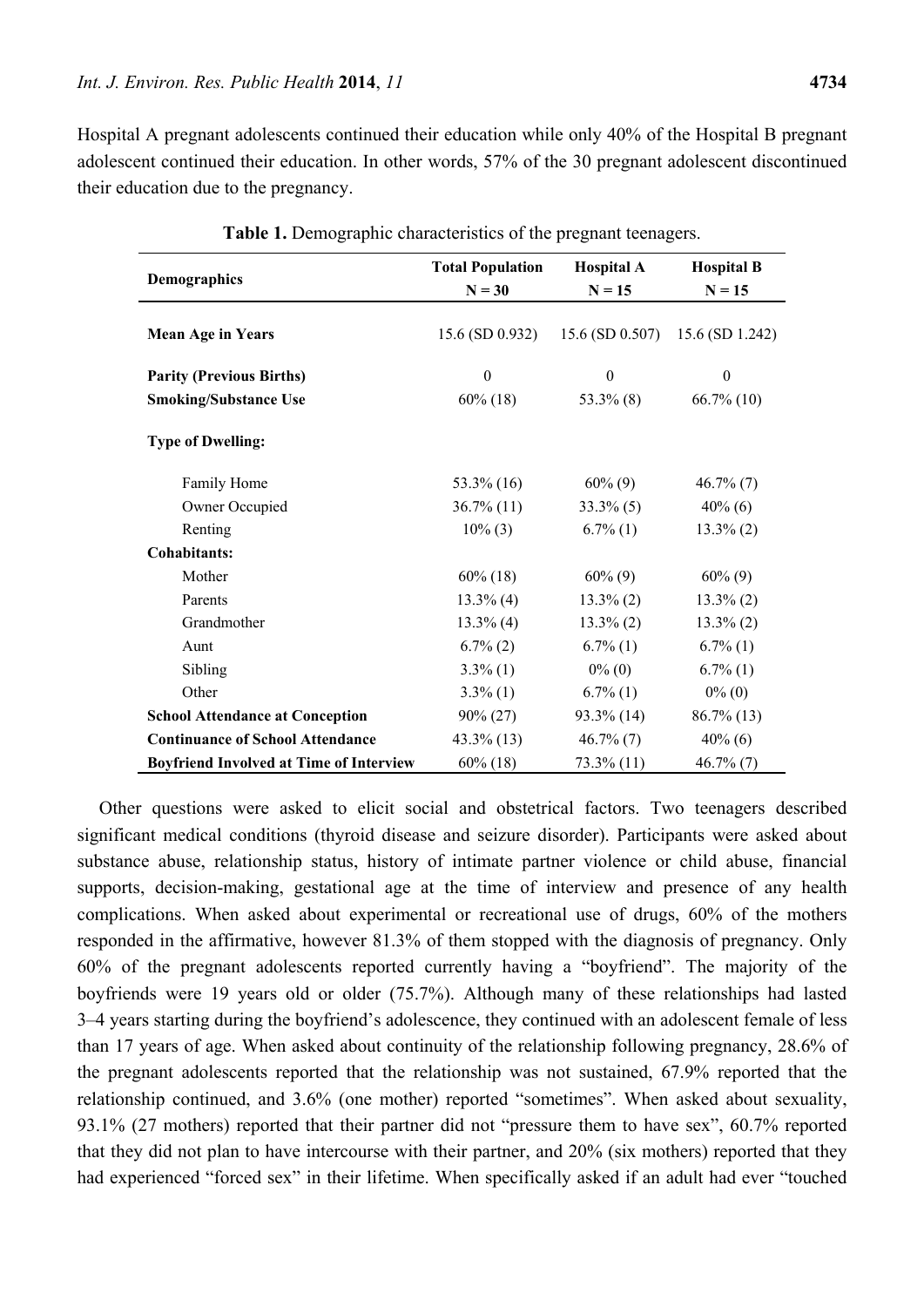Hospital A pregnant adolescents continued their education while only 40% of the Hospital B pregnant adolescent continued their education. In other words, 57% of the 30 pregnant adolescent discontinued their education due to the pregnancy.

**Table 1.** Demographic characteristics of the pregnant teenagers.

| Demographics | Total Population N = 30 | Hospital A N = 15 | Hospital B N = 15 |
|---|---|---|---|
| **Mean Age in Years** | 15.6 (SD 0.932) | 15.6 (SD 0.507) | 15.6 (SD 1.242) |
| **Parity (Previous Births)** | 0 | 0 | 0 |
| **Smoking/Substance Use** | 60% (18) | 53.3% (8) | 66.7% (10) |
| **Type of Dwelling:** | | | |
| Family Home | 53.3% (16) | 60% (9) | 46.7% (7) |
| Owner Occupied | 36.7% (11) | 33.3% (5) | 40% (6) |
| Renting | 10% (3) | 6.7% (1) | 13.3% (2) |
| **Cohabitants:** | | | |
| Mother | 60% (18) | 60% (9) | 60% (9) |
| Parents | 13.3% (4) | 13.3% (2) | 13.3% (2) |
| Grandmother | 13.3% (4) | 13.3% (2) | 13.3% (2) |
| Aunt | 6.7% (2) | 6.7% (1) | 6.7% (1) |
| Sibling | 3.3% (1) | 0% (0) | 6.7% (1) |
| Other | 3.3% (1) | 6.7% (1) | 0% (0) |
| **School Attendance at Conception** | 90% (27) | 93.3% (14) | 86.7% (13) |
| **Continuance of School Attendance** | 43.3% (13) | 46.7% (7) | 40% (6) |
| **Boyfriend Involved at Time of Interview** | 60% (18) | 73.3% (11) | 46.7% (7) |

Other questions were asked to elicit social and obstetrical factors. Two teenagers described significant medical conditions (thyroid disease and seizure disorder). Participants were asked about substance abuse, relationship status, history of intimate partner violence or child abuse, financial supports, decision-making, gestational age at the time of interview and presence of any health complications. When asked about experimental or recreational use of drugs, 60% of the mothers responded in the affirmative, however 81.3% of them stopped with the diagnosis of pregnancy. Only 60% of the pregnant adolescents reported currently having a "boyfriend". The majority of the boyfriends were 19 years old or older (75.7%). Although many of these relationships had lasted 3–4 years starting during the boyfriend's adolescence, they continued with an adolescent female of less than 17 years of age. When asked about continuity of the relationship following pregnancy, 28.6% of the pregnant adolescents reported that the relationship was not sustained, 67.9% reported that the relationship continued, and 3.6% (one mother) reported "sometimes". When asked about sexuality, 93.1% (27 mothers) reported that their partner did not "pressure them to have sex", 60.7% reported that they did not plan to have intercourse with their partner, and 20% (six mothers) reported that they had experienced "forced sex" in their lifetime. When specifically asked if an adult had ever "touched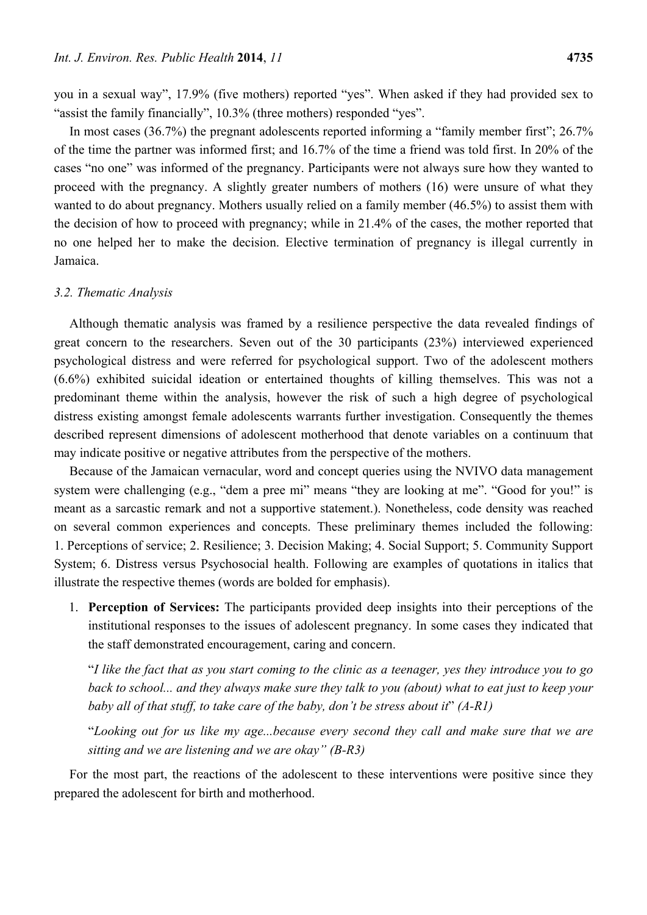you in a sexual way", 17.9% (five mothers) reported "yes". When asked if they had provided sex to "assist the family financially", 10.3% (three mothers) responded "yes".

In most cases (36.7%) the pregnant adolescents reported informing a "family member first"; 26.7% of the time the partner was informed first; and 16.7% of the time a friend was told first. In 20% of the cases "no one" was informed of the pregnancy. Participants were not always sure how they wanted to proceed with the pregnancy. A slightly greater numbers of mothers (16) were unsure of what they wanted to do about pregnancy. Mothers usually relied on a family member (46.5%) to assist them with the decision of how to proceed with pregnancy; while in 21.4% of the cases, the mother reported that no one helped her to make the decision. Elective termination of pregnancy is illegal currently in Jamaica.

### 3.2. Thematic Analysis

Although thematic analysis was framed by a resilience perspective the data revealed findings of great concern to the researchers. Seven out of the 30 participants (23%) interviewed experienced psychological distress and were referred for psychological support. Two of the adolescent mothers (6.6%) exhibited suicidal ideation or entertained thoughts of killing themselves. This was not a predominant theme within the analysis, however the risk of such a high degree of psychological distress existing amongst female adolescents warrants further investigation. Consequently the themes described represent dimensions of adolescent motherhood that denote variables on a continuum that may indicate positive or negative attributes from the perspective of the mothers.

Because of the Jamaican vernacular, word and concept queries using the NVIVO data management system were challenging (e.g., "dem a pree mi" means "they are looking at me". "Good for you!" is meant as a sarcastic remark and not a supportive statement.). Nonetheless, code density was reached on several common experiences and concepts. These preliminary themes included the following: 1. Perceptions of service; 2. Resilience; 3. Decision Making; 4. Social Support; 5. Community Support System; 6. Distress versus Psychosocial health. Following are examples of quotations in italics that illustrate the respective themes (words are bolded for emphasis).

1. **Perception of Services:** The participants provided deep insights into their perceptions of the institutional responses to the issues of adolescent pregnancy. In some cases they indicated that the staff demonstrated encouragement, caring and concern.

   "*I like the fact that as you start coming to the clinic as a teenager, yes they introduce you to go back to school... and they always make sure they talk to you (about) what to eat just to keep your baby all of that stuff, to take care of the baby, don't be stress about it*" *(A-R1)*

   "*Looking out for us like my age...because every second they call and make sure that we are sitting and we are listening and we are okay" (B-R3)*

For the most part, the reactions of the adolescent to these interventions were positive since they prepared the adolescent for birth and motherhood.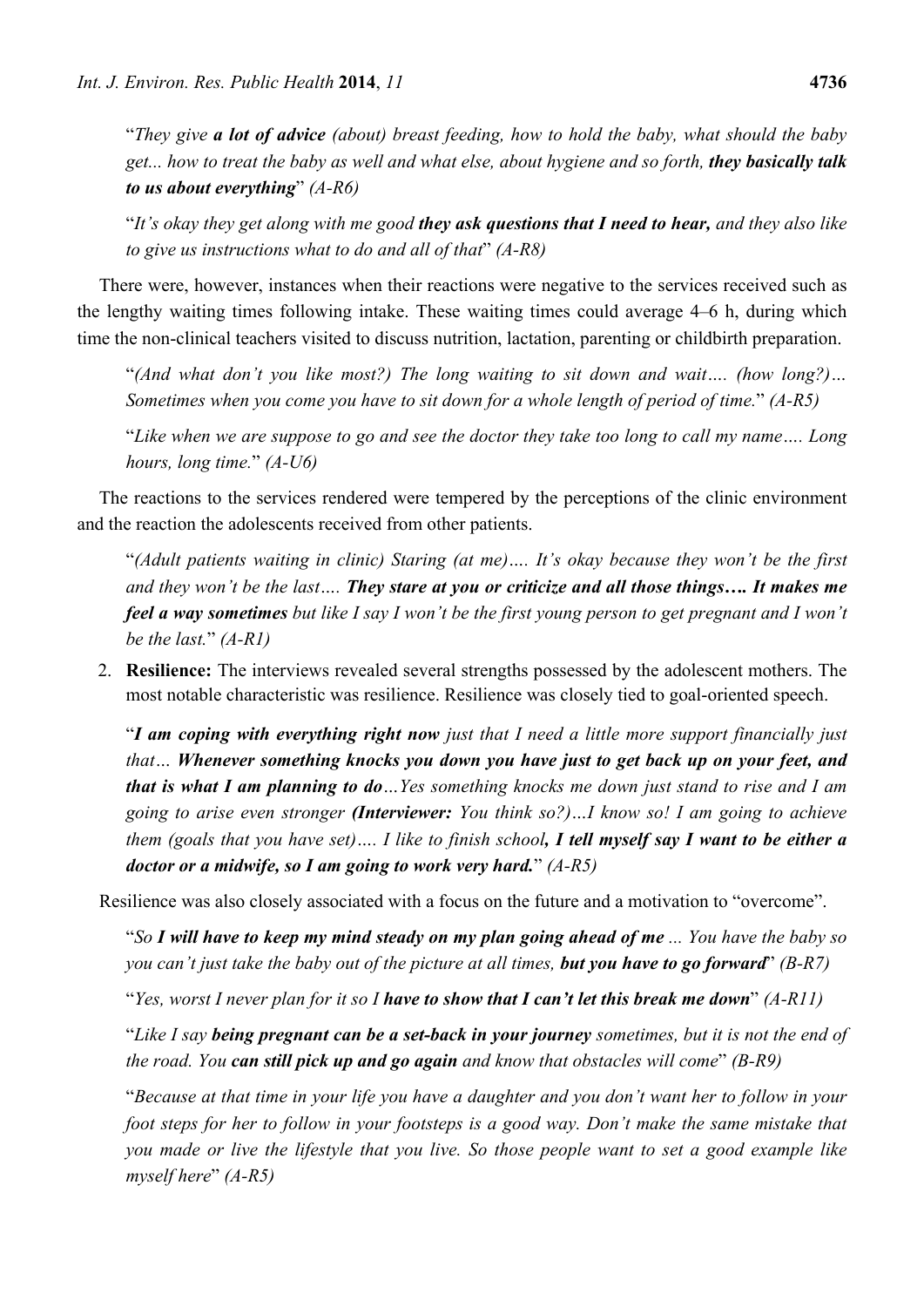"*They give **a lot of advice** (about) breast feeding, how to hold the baby, what should the baby get... how to treat the baby as well and what else, about hygiene and so forth, **they basically talk to us about everything***" *(A-R6)*

"*It's okay they get along with me good **they ask questions that I need to hear,** and they also like to give us instructions what to do and all of that*" *(A-R8)*

There were, however, instances when their reactions were negative to the services received such as the lengthy waiting times following intake. These waiting times could average 4–6 h, during which time the non-clinical teachers visited to discuss nutrition, lactation, parenting or childbirth preparation.

"*(And what don't you like most?) The long waiting to sit down and wait…. (how long?)… Sometimes when you come you have to sit down for a whole length of period of time.*" *(A-R5)*

"*Like when we are suppose to go and see the doctor they take too long to call my name…. Long hours, long time.*" *(A-U6)*

The reactions to the services rendered were tempered by the perceptions of the clinic environment and the reaction the adolescents received from other patients.

"*(Adult patients waiting in clinic) Staring (at me)…. It's okay because they won't be the first and they won't be the last…. **They stare at you or criticize and all those things…. It makes me feel a way sometimes** but like I say I won't be the first young person to get pregnant and I won't be the last.*" *(A-R1)*

2. **Resilience:** The interviews revealed several strengths possessed by the adolescent mothers. The most notable characteristic was resilience. Resilience was closely tied to goal-oriented speech.

"***I am coping with everything right now** just that I need a little more support financially just that… **Whenever something knocks you down you have just to get back up on your feet, and that is what I am planning to do**…Yes something knocks me down just stand to rise and I am going to arise even stronger **(Interviewer:** You think so?)…I know so! I am going to achieve them (goals that you have set)…. I like to finish school**, I tell myself say I want to be either a doctor or a midwife, so I am going to work very hard.***" *(A-R5)*

Resilience was also closely associated with a focus on the future and a motivation to "overcome".

"*So **I will have to keep my mind steady on my plan going ahead of me** ... You have the baby so you can't just take the baby out of the picture at all times, **but you have to go forward***" *(B-R7)*

"*Yes, worst I never plan for it so I **have to show that I can't let this break me down***" *(A-R11)*

"*Like I say **being pregnant can be a set-back in your journey** sometimes, but it is not the end of the road. You **can still pick up and go again** and know that obstacles will come*" *(B-R9)*

"*Because at that time in your life you have a daughter and you don't want her to follow in your foot steps for her to follow in your footsteps is a good way. Don't make the same mistake that you made or live the lifestyle that you live. So those people want to set a good example like myself here*" *(A-R5)*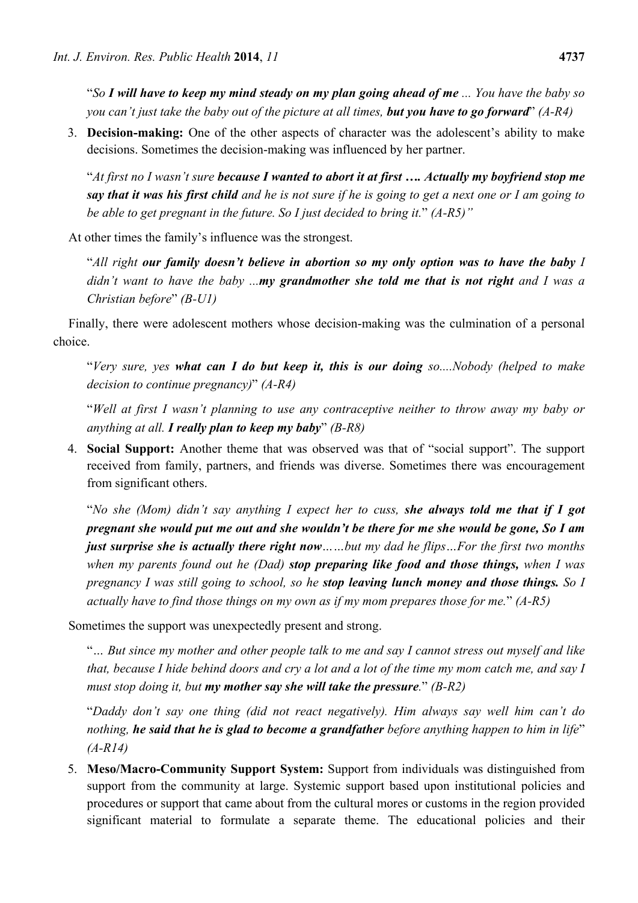"*So **I will have to keep my mind steady on my plan going ahead of me** ... You have the baby so you can't just take the baby out of the picture at all times, **but you have to go forward**" (A-R4)*

3. **Decision-making:** One of the other aspects of character was the adolescent's ability to make decisions. Sometimes the decision-making was influenced by her partner.

"*At first no I wasn't sure **because I wanted to abort it at first …. Actually my boyfriend stop me say that it was his first child** and he is not sure if he is going to get a next one or I am going to be able to get pregnant in the future. So I just decided to bring it.*" *(A-R5)"*

At other times the family's influence was the strongest.

"*All right **our family doesn't believe in abortion so my only option was to have the baby** I didn't want to have the baby ...**my grandmother she told me that is not right** and I was a Christian before*" *(B-U1)*

Finally, there were adolescent mothers whose decision-making was the culmination of a personal choice.

"*Very sure, yes **what can I do but keep it, this is our doing** so....Nobody (helped to make decision to continue pregnancy)*" *(A-R4)*

"*Well at first I wasn't planning to use any contraceptive neither to throw away my baby or anything at all. **I really plan to keep my baby***" *(B-R8)*

4. **Social Support:** Another theme that was observed was that of "social support". The support received from family, partners, and friends was diverse. Sometimes there was encouragement from significant others.

"*No she (Mom) didn't say anything I expect her to cuss, **she always told me that if I got pregnant she would put me out and she wouldn't be there for me she would be gone, So I am just surprise she is actually there right now**……but my dad he flips…For the first two months when my parents found out he (Dad) **stop preparing like food and those things,** when I was pregnancy I was still going to school, so he **stop leaving lunch money and those things.** So I actually have to find those things on my own as if my mom prepares those for me.*" *(A-R5)*

Sometimes the support was unexpectedly present and strong.

"*… But since my mother and other people talk to me and say I cannot stress out myself and like that, because I hide behind doors and cry a lot and a lot of the time my mom catch me, and say I must stop doing it, but **my mother say she will take the pressure**.*" *(B-R2)*

"*Daddy don't say one thing (did not react negatively). Him always say well him can't do nothing, **he said that he is glad to become a grandfather** before anything happen to him in life*" *(A-R14)*

5. **Meso/Macro-Community Support System:** Support from individuals was distinguished from support from the community at large. Systemic support based upon institutional policies and procedures or support that came about from the cultural mores or customs in the region provided significant material to formulate a separate theme. The educational policies and their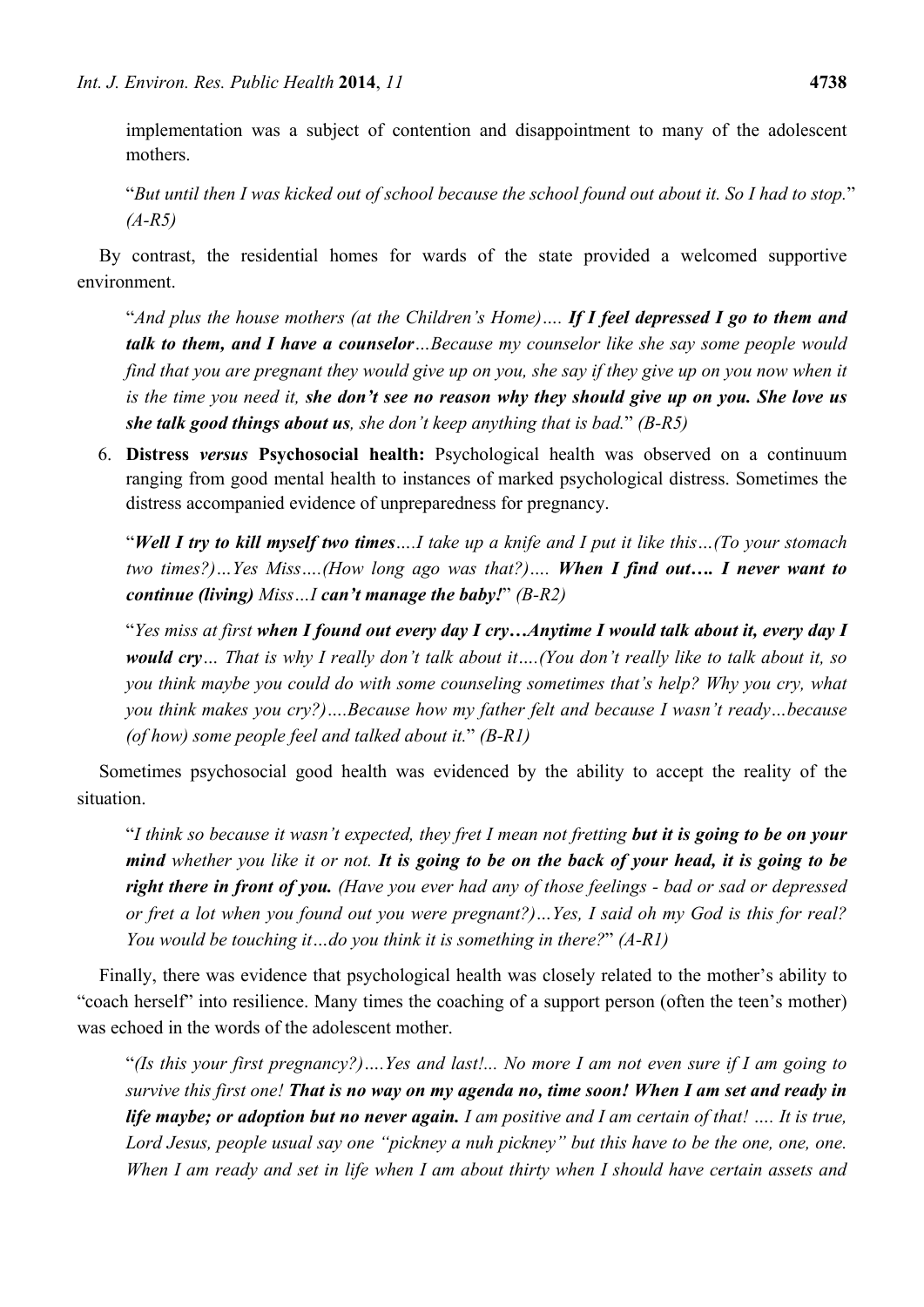implementation was a subject of contention and disappointment to many of the adolescent mothers.

> "*But until then I was kicked out of school because the school found out about it. So I had to stop.*" *(A-R5)*

By contrast, the residential homes for wards of the state provided a welcomed supportive environment.

> "*And plus the house mothers (at the Children's Home)…. **If I feel depressed I go to them and talk to them, and I have a counselor**…Because my counselor like she say some people would find that you are pregnant they would give up on you, she say if they give up on you now when it is the time you need it, **she don't see no reason why they should give up on you. She love us she talk good things about us**, she don't keep anything that is bad.*" *(B-R5)*

6. **Distress *versus* Psychosocial health:** Psychological health was observed on a continuum ranging from good mental health to instances of marked psychological distress. Sometimes the distress accompanied evidence of unpreparedness for pregnancy.

> "***Well I try to kill myself two times***…*.I take up a knife and I put it like this…(To your stomach two times?)…Yes Miss….(How long ago was that?)….* ***When I find out…. I never want to continue (living)*** *Miss…I* ***can't manage the baby!***" *(B-R2)*

> "*Yes miss at first **when I found out every day I cry…Anytime I would talk about it, every day I would cry**… That is why I really don't talk about it….(You don't really like to talk about it, so you think maybe you could do with some counseling sometimes that's help? Why you cry, what you think makes you cry?)….Because how my father felt and because I wasn't ready…because (of how) some people feel and talked about it.*" *(B-R1)*

Sometimes psychosocial good health was evidenced by the ability to accept the reality of the situation.

> "*I think so because it wasn't expected, they fret I mean not fretting **but it is going to be on your mind** whether you like it or not. **It is going to be on the back of your head, it is going to be right there in front of you.** (Have you ever had any of those feelings - bad or sad or depressed or fret a lot when you found out you were pregnant?)…Yes, I said oh my God is this for real? You would be touching it…do you think it is something in there?*" *(A-R1)*

Finally, there was evidence that psychological health was closely related to the mother's ability to "coach herself" into resilience. Many times the coaching of a support person (often the teen's mother) was echoed in the words of the adolescent mother.

> "*(Is this your first pregnancy?)….Yes and last!... No more I am not even sure if I am going to survive this first one! **That is no way on my agenda no, time soon! When I am set and ready in life maybe; or adoption but no never again.** I am positive and I am certain of that! …. It is true, Lord Jesus, people usual say one "pickney a nuh pickney" but this have to be the one, one, one. When I am ready and set in life when I am about thirty when I should have certain assets and*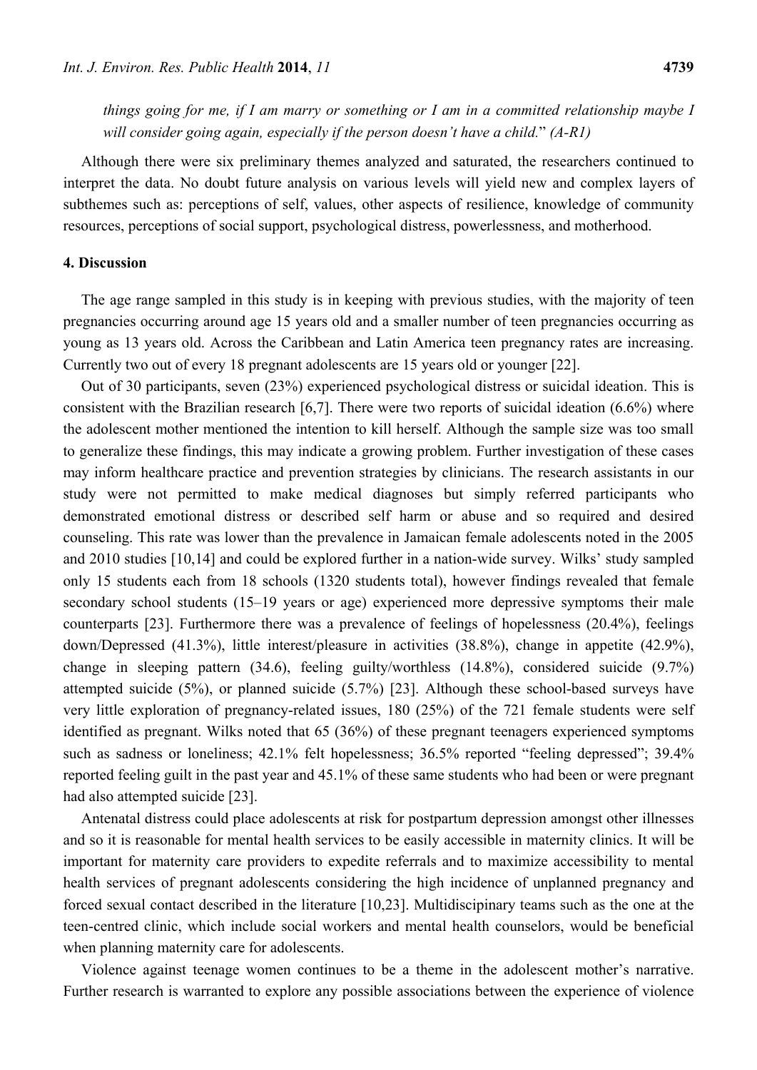*things going for me, if I am marry or something or I am in a committed relationship maybe I will consider going again, especially if the person doesn't have a child.*" *(A-R1)*

Although there were six preliminary themes analyzed and saturated, the researchers continued to interpret the data. No doubt future analysis on various levels will yield new and complex layers of subthemes such as: perceptions of self, values, other aspects of resilience, knowledge of community resources, perceptions of social support, psychological distress, powerlessness, and motherhood.

## 4. Discussion

The age range sampled in this study is in keeping with previous studies, with the majority of teen pregnancies occurring around age 15 years old and a smaller number of teen pregnancies occurring as young as 13 years old. Across the Caribbean and Latin America teen pregnancy rates are increasing. Currently two out of every 18 pregnant adolescents are 15 years old or younger [22].

Out of 30 participants, seven (23%) experienced psychological distress or suicidal ideation. This is consistent with the Brazilian research [6,7]. There were two reports of suicidal ideation (6.6%) where the adolescent mother mentioned the intention to kill herself. Although the sample size was too small to generalize these findings, this may indicate a growing problem. Further investigation of these cases may inform healthcare practice and prevention strategies by clinicians. The research assistants in our study were not permitted to make medical diagnoses but simply referred participants who demonstrated emotional distress or described self harm or abuse and so required and desired counseling. This rate was lower than the prevalence in Jamaican female adolescents noted in the 2005 and 2010 studies [10,14] and could be explored further in a nation-wide survey. Wilks' study sampled only 15 students each from 18 schools (1320 students total), however findings revealed that female secondary school students (15–19 years or age) experienced more depressive symptoms their male counterparts [23]. Furthermore there was a prevalence of feelings of hopelessness (20.4%), feelings down/Depressed (41.3%), little interest/pleasure in activities (38.8%), change in appetite (42.9%), change in sleeping pattern (34.6), feeling guilty/worthless (14.8%), considered suicide (9.7%) attempted suicide (5%), or planned suicide (5.7%) [23]. Although these school-based surveys have very little exploration of pregnancy-related issues, 180 (25%) of the 721 female students were self identified as pregnant. Wilks noted that 65 (36%) of these pregnant teenagers experienced symptoms such as sadness or loneliness; 42.1% felt hopelessness; 36.5% reported "feeling depressed"; 39.4% reported feeling guilt in the past year and 45.1% of these same students who had been or were pregnant had also attempted suicide [23].

Antenatal distress could place adolescents at risk for postpartum depression amongst other illnesses and so it is reasonable for mental health services to be easily accessible in maternity clinics. It will be important for maternity care providers to expedite referrals and to maximize accessibility to mental health services of pregnant adolescents considering the high incidence of unplanned pregnancy and forced sexual contact described in the literature [10,23]. Multidiscipinary teams such as the one at the teen-centred clinic, which include social workers and mental health counselors, would be beneficial when planning maternity care for adolescents.

Violence against teenage women continues to be a theme in the adolescent mother's narrative. Further research is warranted to explore any possible associations between the experience of violence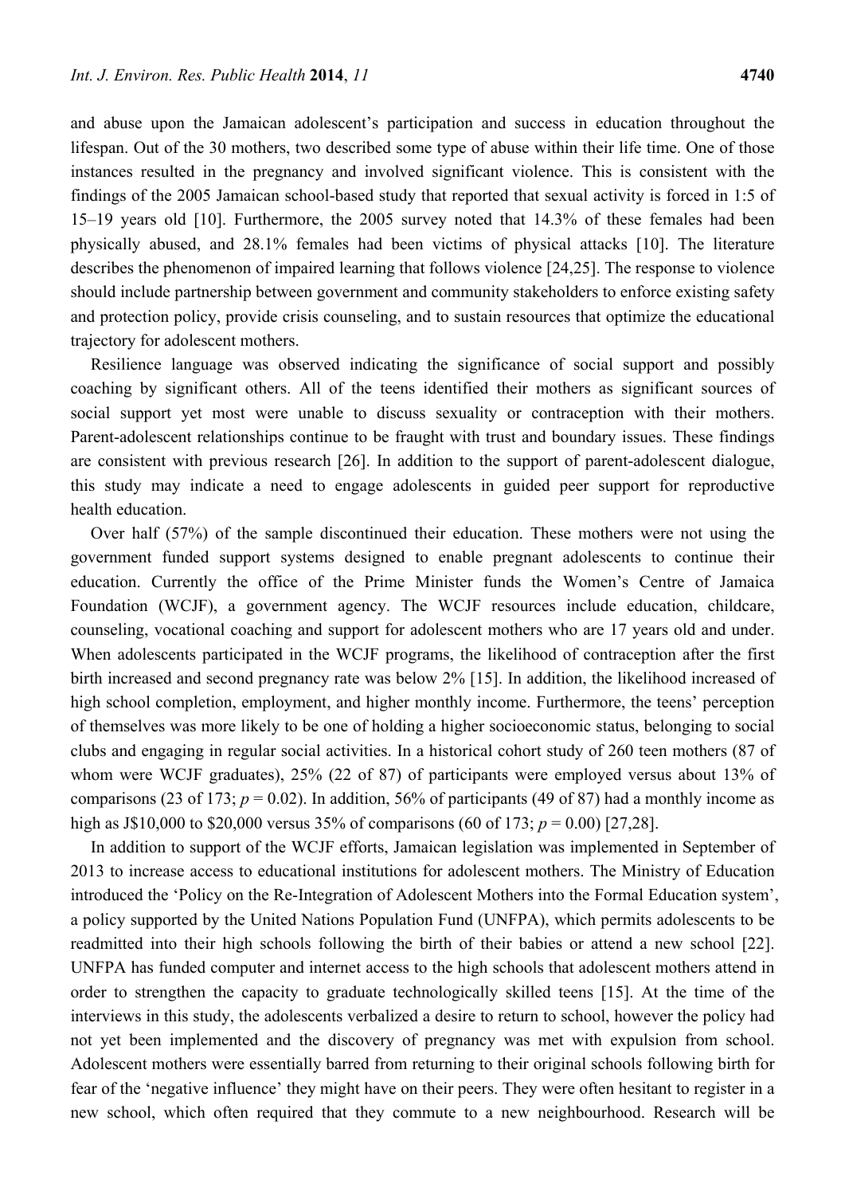and abuse upon the Jamaican adolescent's participation and success in education throughout the lifespan. Out of the 30 mothers, two described some type of abuse within their life time. One of those instances resulted in the pregnancy and involved significant violence. This is consistent with the findings of the 2005 Jamaican school-based study that reported that sexual activity is forced in 1:5 of 15–19 years old [10]. Furthermore, the 2005 survey noted that 14.3% of these females had been physically abused, and 28.1% females had been victims of physical attacks [10]. The literature describes the phenomenon of impaired learning that follows violence [24,25]. The response to violence should include partnership between government and community stakeholders to enforce existing safety and protection policy, provide crisis counseling, and to sustain resources that optimize the educational trajectory for adolescent mothers.

Resilience language was observed indicating the significance of social support and possibly coaching by significant others. All of the teens identified their mothers as significant sources of social support yet most were unable to discuss sexuality or contraception with their mothers. Parent-adolescent relationships continue to be fraught with trust and boundary issues. These findings are consistent with previous research [26]. In addition to the support of parent-adolescent dialogue, this study may indicate a need to engage adolescents in guided peer support for reproductive health education.

Over half (57%) of the sample discontinued their education. These mothers were not using the government funded support systems designed to enable pregnant adolescents to continue their education. Currently the office of the Prime Minister funds the Women's Centre of Jamaica Foundation (WCJF), a government agency. The WCJF resources include education, childcare, counseling, vocational coaching and support for adolescent mothers who are 17 years old and under. When adolescents participated in the WCJF programs, the likelihood of contraception after the first birth increased and second pregnancy rate was below 2% [15]. In addition, the likelihood increased of high school completion, employment, and higher monthly income. Furthermore, the teens' perception of themselves was more likely to be one of holding a higher socioeconomic status, belonging to social clubs and engaging in regular social activities. In a historical cohort study of 260 teen mothers (87 of whom were WCJF graduates), 25% (22 of 87) of participants were employed versus about 13% of comparisons (23 of 173; $p = 0.02$). In addition, 56% of participants (49 of 87) had a monthly income as high as J$10,000 to $20,000 versus 35% of comparisons (60 of 173; $p = 0.00$) [27,28].

In addition to support of the WCJF efforts, Jamaican legislation was implemented in September of 2013 to increase access to educational institutions for adolescent mothers. The Ministry of Education introduced the 'Policy on the Re-Integration of Adolescent Mothers into the Formal Education system', a policy supported by the United Nations Population Fund (UNFPA), which permits adolescents to be readmitted into their high schools following the birth of their babies or attend a new school [22]. UNFPA has funded computer and internet access to the high schools that adolescent mothers attend in order to strengthen the capacity to graduate technologically skilled teens [15]. At the time of the interviews in this study, the adolescents verbalized a desire to return to school, however the policy had not yet been implemented and the discovery of pregnancy was met with expulsion from school. Adolescent mothers were essentially barred from returning to their original schools following birth for fear of the 'negative influence' they might have on their peers. They were often hesitant to register in a new school, which often required that they commute to a new neighbourhood. Research will be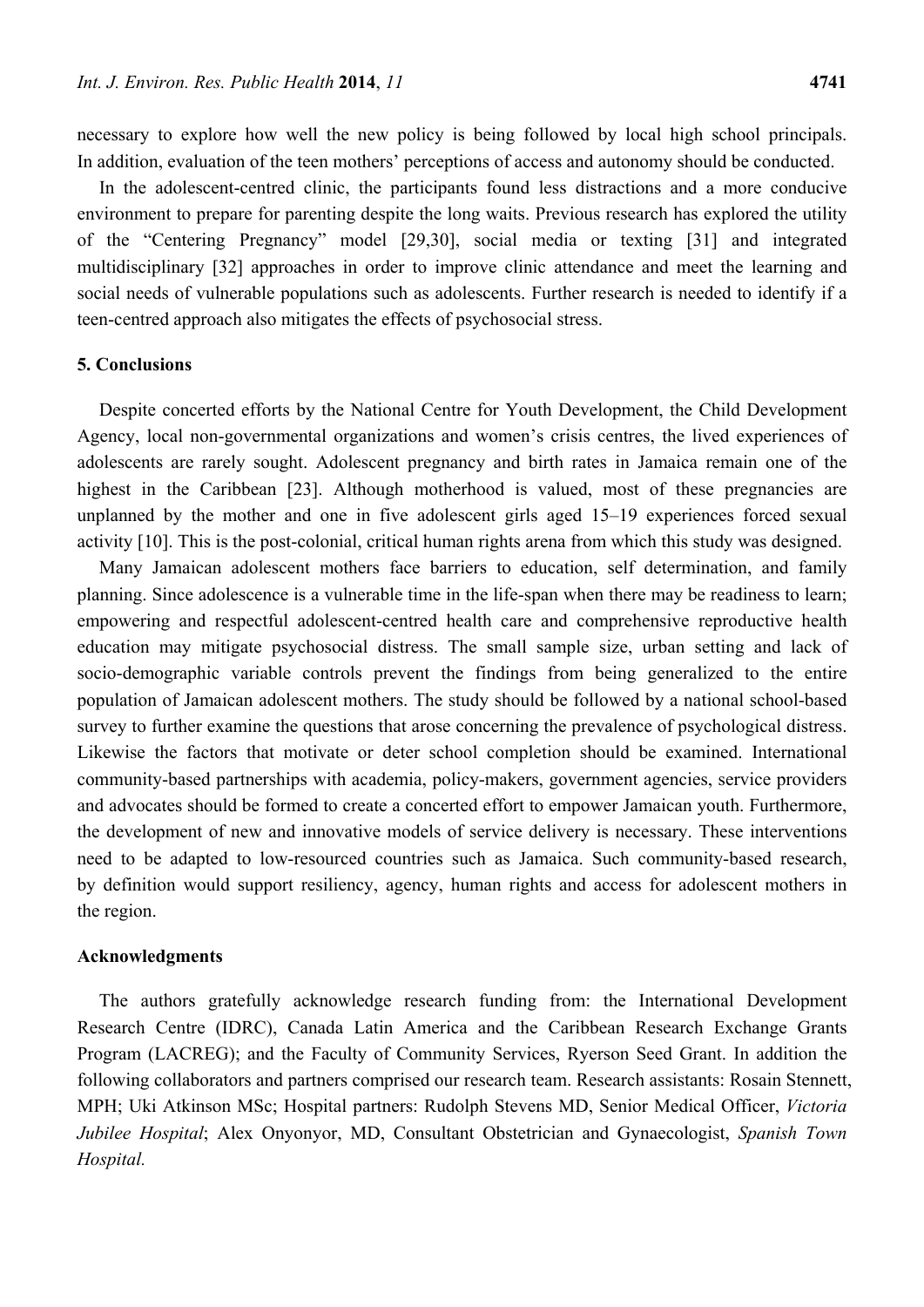necessary to explore how well the new policy is being followed by local high school principals. In addition, evaluation of the teen mothers' perceptions of access and autonomy should be conducted.

In the adolescent-centred clinic, the participants found less distractions and a more conducive environment to prepare for parenting despite the long waits. Previous research has explored the utility of the "Centering Pregnancy" model [29,30], social media or texting [31] and integrated multidisciplinary [32] approaches in order to improve clinic attendance and meet the learning and social needs of vulnerable populations such as adolescents. Further research is needed to identify if a teen-centred approach also mitigates the effects of psychosocial stress.

## 5. Conclusions

Despite concerted efforts by the National Centre for Youth Development, the Child Development Agency, local non-governmental organizations and women's crisis centres, the lived experiences of adolescents are rarely sought. Adolescent pregnancy and birth rates in Jamaica remain one of the highest in the Caribbean [23]. Although motherhood is valued, most of these pregnancies are unplanned by the mother and one in five adolescent girls aged 15–19 experiences forced sexual activity [10]. This is the post-colonial, critical human rights arena from which this study was designed.

Many Jamaican adolescent mothers face barriers to education, self determination, and family planning. Since adolescence is a vulnerable time in the life-span when there may be readiness to learn; empowering and respectful adolescent-centred health care and comprehensive reproductive health education may mitigate psychosocial distress. The small sample size, urban setting and lack of socio-demographic variable controls prevent the findings from being generalized to the entire population of Jamaican adolescent mothers. The study should be followed by a national school-based survey to further examine the questions that arose concerning the prevalence of psychological distress. Likewise the factors that motivate or deter school completion should be examined. International community-based partnerships with academia, policy-makers, government agencies, service providers and advocates should be formed to create a concerted effort to empower Jamaican youth. Furthermore, the development of new and innovative models of service delivery is necessary. These interventions need to be adapted to low-resourced countries such as Jamaica. Such community-based research, by definition would support resiliency, agency, human rights and access for adolescent mothers in the region.

## Acknowledgments

The authors gratefully acknowledge research funding from: the International Development Research Centre (IDRC), Canada Latin America and the Caribbean Research Exchange Grants Program (LACREG); and the Faculty of Community Services, Ryerson Seed Grant. In addition the following collaborators and partners comprised our research team. Research assistants: Rosain Stennett, MPH; Uki Atkinson MSc; Hospital partners: Rudolph Stevens MD, Senior Medical Officer, *Victoria Jubilee Hospital*; Alex Onyonyor, MD, Consultant Obstetrician and Gynaecologist, *Spanish Town Hospital.*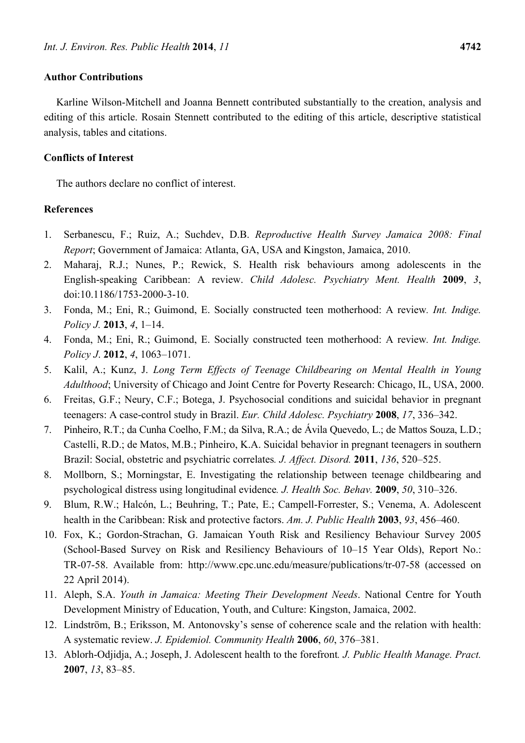## Author Contributions

Karline Wilson-Mitchell and Joanna Bennett contributed substantially to the creation, analysis and editing of this article. Rosain Stennett contributed to the editing of this article, descriptive statistical analysis, tables and citations.

## Conflicts of Interest

The authors declare no conflict of interest.

## References

1. Serbanescu, F.; Ruiz, A.; Suchdev, D.B. *Reproductive Health Survey Jamaica 2008: Final Report*; Government of Jamaica: Atlanta, GA, USA and Kingston, Jamaica, 2010.
2. Maharaj, R.J.; Nunes, P.; Rewick, S. Health risk behaviours among adolescents in the English-speaking Caribbean: A review. *Child Adolesc. Psychiatry Ment. Health* **2009**, *3*, doi:10.1186/1753-2000-3-10.
3. Fonda, M.; Eni, R.; Guimond, E. Socially constructed teen motherhood: A review. *Int. Indige. Policy J.* **2013**, *4*, 1–14.
4. Fonda, M.; Eni, R.; Guimond, E. Socially constructed teen motherhood: A review. *Int. Indige. Policy J*. **2012**, *4*, 1063–1071.
5. Kalil, A.; Kunz, J. *Long Term Effects of Teenage Childbearing on Mental Health in Young Adulthood*; University of Chicago and Joint Centre for Poverty Research: Chicago, IL, USA, 2000.
6. Freitas, G.F.; Neury, C.F.; Botega, J. Psychosocial conditions and suicidal behavior in pregnant teenagers: A case-control study in Brazil. *Eur. Child Adolesc. Psychiatry* **2008**, *17*, 336–342.
7. Pinheiro, R.T.; da Cunha Coelho, F.M.; da Silva, R.A.; de Ávila Quevedo, L.; de Mattos Souza, L.D.; Castelli, R.D.; de Matos, M.B.; Pinheiro, K.A. Suicidal behavior in pregnant teenagers in southern Brazil: Social, obstetric and psychiatric correlates. *J. Affect. Disord.* **2011**, *136*, 520–525.
8. Mollborn, S.; Morningstar, E. Investigating the relationship between teenage childbearing and psychological distress using longitudinal evidence. *J. Health Soc. Behav.* **2009**, *50*, 310–326.
9. Blum, R.W.; Halcón, L.; Beuhring, T.; Pate, E.; Campell-Forrester, S.; Venema, A. Adolescent health in the Caribbean: Risk and protective factors. *Am. J. Public Health* **2003**, *93*, 456–460.
10. Fox, K.; Gordon-Strachan, G. Jamaican Youth Risk and Resiliency Behaviour Survey 2005 (School-Based Survey on Risk and Resiliency Behaviours of 10–15 Year Olds), Report No.: TR-07-58. Available from: http://www.cpc.unc.edu/measure/publications/tr-07-58 (accessed on 22 April 2014).
11. Aleph, S.A. *Youth in Jamaica: Meeting Their Development Needs*. National Centre for Youth Development Ministry of Education, Youth, and Culture: Kingston, Jamaica, 2002.
12. Lindström, B.; Eriksson, M. Antonovsky's sense of coherence scale and the relation with health: A systematic review. *J. Epidemiol. Community Health* **2006**, *60*, 376–381.
13. Ablorh-Odjidja, A.; Joseph, J. Adolescent health to the forefront. *J. Public Health Manage. Pract.* **2007**, *13*, 83–85.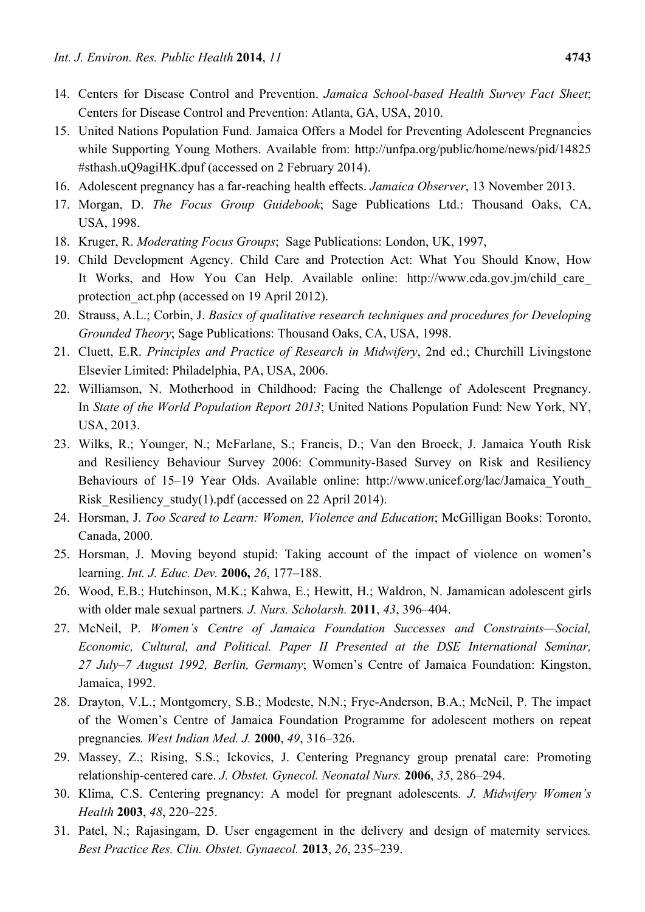14. Centers for Disease Control and Prevention. *Jamaica School-based Health Survey Fact Sheet*; Centers for Disease Control and Prevention: Atlanta, GA, USA, 2010.
15. United Nations Population Fund. Jamaica Offers a Model for Preventing Adolescent Pregnancies while Supporting Young Mothers. Available from: http://unfpa.org/public/home/news/pid/14825 #sthash.uQ9agiHK.dpuf (accessed on 2 February 2014).
16. Adolescent pregnancy has a far-reaching health effects. *Jamaica Observer*, 13 November 2013.
17. Morgan, D. *The Focus Group Guidebook*; Sage Publications Ltd.: Thousand Oaks, CA, USA, 1998.
18. Kruger, R. *Moderating Focus Groups*; Sage Publications: London, UK, 1997,
19. Child Development Agency. Child Care and Protection Act: What You Should Know, How It Works, and How You Can Help. Available online: http://www.cda.gov.jm/child_care_ protection_act.php (accessed on 19 April 2012).
20. Strauss, A.L.; Corbin, J. *Basics of qualitative research techniques and procedures for Developing Grounded Theory*; Sage Publications: Thousand Oaks, CA, USA, 1998.
21. Cluett, E.R. *Principles and Practice of Research in Midwifery*, 2nd ed.; Churchill Livingstone Elsevier Limited: Philadelphia, PA, USA, 2006.
22. Williamson, N. Motherhood in Childhood: Facing the Challenge of Adolescent Pregnancy. In *State of the World Population Report 2013*; United Nations Population Fund: New York, NY, USA, 2013.
23. Wilks, R.; Younger, N.; McFarlane, S.; Francis, D.; Van den Broeck, J. Jamaica Youth Risk and Resiliency Behaviour Survey 2006: Community-Based Survey on Risk and Resiliency Behaviours of 15–19 Year Olds. Available online: http://www.unicef.org/lac/Jamaica_Youth_ Risk_Resiliency_study(1).pdf (accessed on 22 April 2014).
24. Horsman, J. *Too Scared to Learn: Women, Violence and Education*; McGilligan Books: Toronto, Canada, 2000.
25. Horsman, J. Moving beyond stupid: Taking account of the impact of violence on women's learning. *Int. J. Educ. Dev.* **2006,** *26*, 177–188.
26. Wood, E.B.; Hutchinson, M.K.; Kahwa, E.; Hewitt, H.; Waldron, N. Jamamican adolescent girls with older male sexual partners*. J. Nurs. Scholarsh.* **2011**, *43*, 396–404.
27. McNeil, P. *Women's Centre of Jamaica Foundation Successes and Constraints—Social, Economic, Cultural, and Political. Paper II Presented at the DSE International Seminar, 27 July–7 August 1992, Berlin, Germany*; Women's Centre of Jamaica Foundation: Kingston, Jamaica, 1992.
28. Drayton, V.L.; Montgomery, S.B.; Modeste, N.N.; Frye-Anderson, B.A.; McNeil, P. The impact of the Women's Centre of Jamaica Foundation Programme for adolescent mothers on repeat pregnancies*. West Indian Med. J.* **2000**, *49*, 316–326.
29. Massey, Z.; Rising, S.S.; Ickovics, J. Centering Pregnancy group prenatal care: Promoting relationship-centered care. *J. Obstet. Gynecol. Neonatal Nurs.* **2006**, *35*, 286–294.
30. Klima, C.S. Centering pregnancy: A model for pregnant adolescents*. J. Midwifery Women's Health* **2003**, *48*, 220–225.
31. Patel, N.; Rajasingam, D. User engagement in the delivery and design of maternity services*. Best Practice Res. Clin. Obstet. Gynaecol.* **2013**, *26*, 235–239.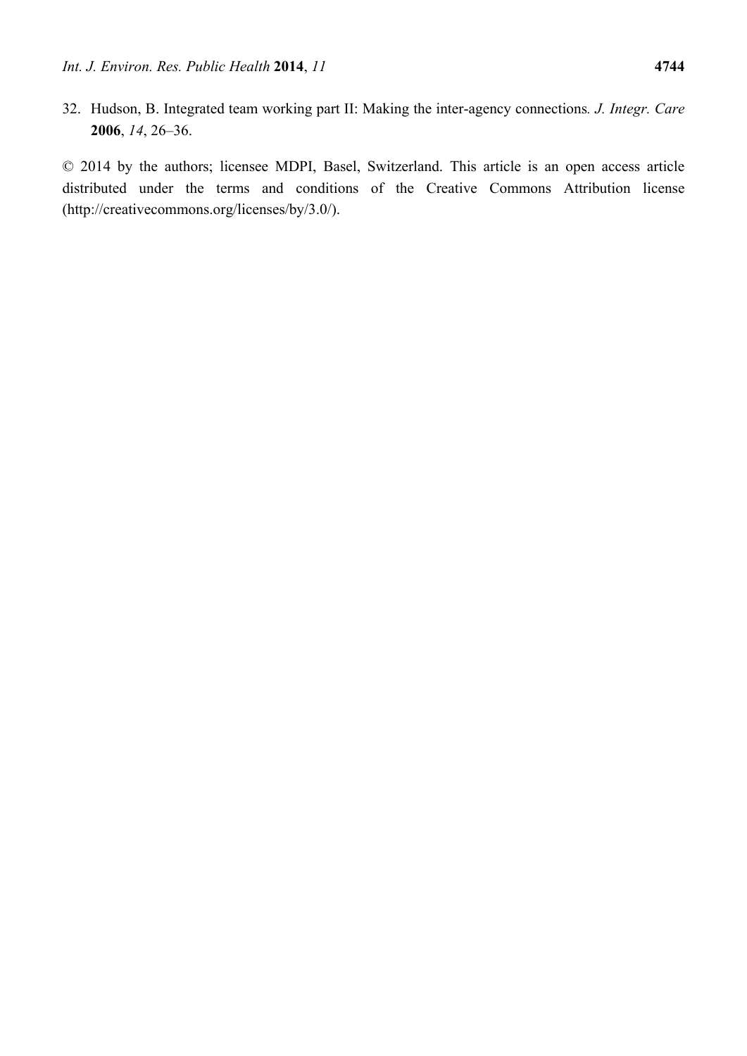32. Hudson, B. Integrated team working part II: Making the inter-agency connections. *J. Integr. Care* **2006**, *14*, 26–36.

© 2014 by the authors; licensee MDPI, Basel, Switzerland. This article is an open access article distributed under the terms and conditions of the Creative Commons Attribution license (http://creativecommons.org/licenses/by/3.0/).